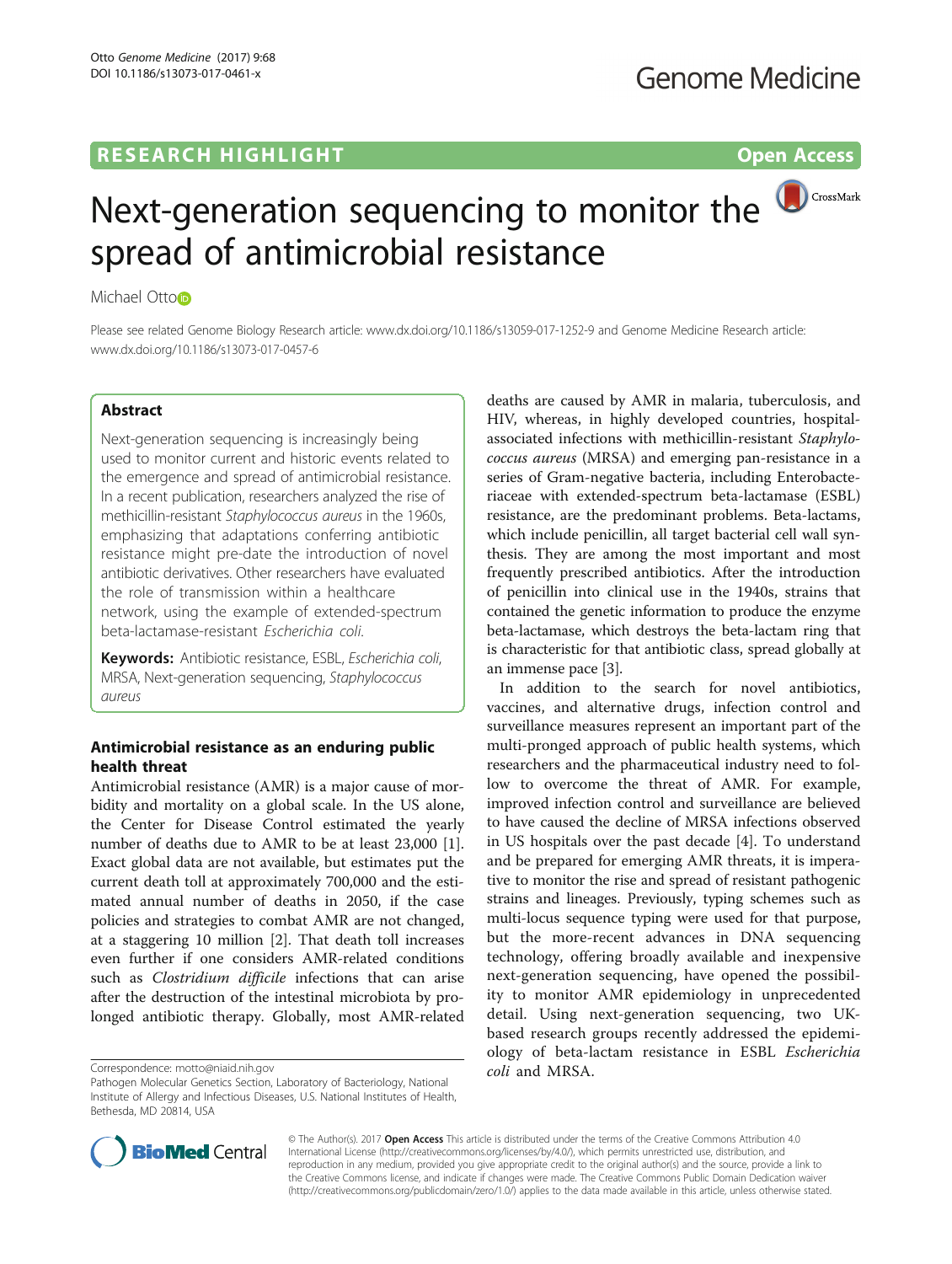RESEARCH HIGHLIGHT

Open Access

# Next-generation sequencing to monitor the spread of antimicrobial resistance

Michael Otto

Please see related Genome Biology Research article: www.dx.doi.org/10.1186/s13059-017-1252-9 and Genome Medicine Research article: www.dx.doi.org/10.1186/s13073-017-0457-6

## Abstract

Next-generation sequencing is increasingly being used to monitor current and historic events related to the emergence and spread of antimicrobial resistance. In a recent publication, researchers analyzed the rise of methicillin-resistant *Staphylococcus aureus* in the 1960s, emphasizing that adaptations conferring antibiotic resistance might pre-date the introduction of novel antibiotic derivatives. Other researchers have evaluated the role of transmission within a healthcare network, using the example of extended-spectrum beta-lactamase-resistant *Escherichia coli*.

**Keywords:** Antibiotic resistance, ESBL, *Escherichia coli*, MRSA, Next-generation sequencing, *Staphylococcus aureus*

## Antimicrobial resistance as an enduring public health threat

Antimicrobial resistance (AMR) is a major cause of morbidity and mortality on a global scale. In the US alone, the Center for Disease Control estimated the yearly number of deaths due to AMR to be at least 23,000 [1]. Exact global data are not available, but estimates put the current death toll at approximately 700,000 and the estimated annual number of deaths in 2050, if the case policies and strategies to combat AMR are not changed, at a staggering 10 million [2]. That death toll increases even further if one considers AMR-related conditions such as *Clostridium difficile* infections that can arise after the destruction of the intestinal microbiota by prolonged antibiotic therapy. Globally, most AMR-related deaths are caused by AMR in malaria, tuberculosis, and HIV, whereas, in highly developed countries, hospital-associated infections with methicillin-resistant *Staphylococcus aureus* (MRSA) and emerging pan-resistance in a series of Gram-negative bacteria, including Enterobacteriaceae with extended-spectrum beta-lactamase (ESBL) resistance, are the predominant problems. Beta-lactams, which include penicillin, all target bacterial cell wall synthesis. They are among the most important and most frequently prescribed antibiotics. After the introduction of penicillin into clinical use in the 1940s, strains that contained the genetic information to produce the enzyme beta-lactamase, which destroys the beta-lactam ring that is characteristic for that antibiotic class, spread globally at an immense pace [3].

In addition to the search for novel antibiotics, vaccines, and alternative drugs, infection control and surveillance measures represent an important part of the multi-pronged approach of public health systems, which researchers and the pharmaceutical industry need to follow to overcome the threat of AMR. For example, improved infection control and surveillance are believed to have caused the decline of MRSA infections observed in US hospitals over the past decade [4]. To understand and be prepared for emerging AMR threats, it is imperative to monitor the rise and spread of resistant pathogenic strains and lineages. Previously, typing schemes such as multi-locus sequence typing were used for that purpose, but the more-recent advances in DNA sequencing technology, offering broadly available and inexpensive next-generation sequencing, have opened the possibility to monitor AMR epidemiology in unprecedented detail. Using next-generation sequencing, two UK-based research groups recently addressed the epidemiology of beta-lactam resistance in ESBL *Escherichia coli* and MRSA.

Correspondence: motto@niaid.nih.gov
Pathogen Molecular Genetics Section, Laboratory of Bacteriology, National Institute of Allergy and Infectious Diseases, U.S. National Institutes of Health, Bethesda, MD 20814, USA

© The Author(s). 2017 **Open Access** This article is distributed under the terms of the Creative Commons Attribution 4.0 International License (http://creativecommons.org/licenses/by/4.0/), which permits unrestricted use, distribution, and reproduction in any medium, provided you give appropriate credit to the original author(s) and the source, provide a link to the Creative Commons license, and indicate if changes were made. The Creative Commons Public Domain Dedication waiver (http://creativecommons.org/publicdomain/zero/1.0/) applies to the data made available in this article, unless otherwise stated.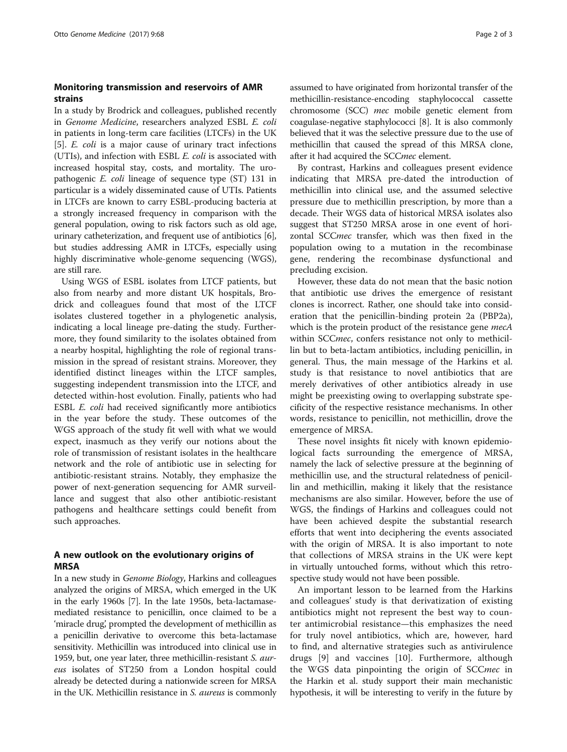## Monitoring transmission and reservoirs of AMR strains

In a study by Brodrick and colleagues, published recently in *Genome Medicine*, researchers analyzed ESBL *E. coli* in patients in long-term care facilities (LTCFs) in the UK [5]. *E. coli* is a major cause of urinary tract infections (UTIs), and infection with ESBL *E. coli* is associated with increased hospital stay, costs, and mortality. The uropathogenic *E. coli* lineage of sequence type (ST) 131 in particular is a widely disseminated cause of UTIs. Patients in LTCFs are known to carry ESBL-producing bacteria at a strongly increased frequency in comparison with the general population, owing to risk factors such as old age, urinary catheterization, and frequent use of antibiotics [6], but studies addressing AMR in LTCFs, especially using highly discriminative whole-genome sequencing (WGS), are still rare.

Using WGS of ESBL isolates from LTCF patients, but also from nearby and more distant UK hospitals, Brodrick and colleagues found that most of the LTCF isolates clustered together in a phylogenetic analysis, indicating a local lineage pre-dating the study. Furthermore, they found similarity to the isolates obtained from a nearby hospital, highlighting the role of regional transmission in the spread of resistant strains. Moreover, they identified distinct lineages within the LTCF samples, suggesting independent transmission into the LTCF, and detected within-host evolution. Finally, patients who had ESBL *E. coli* had received significantly more antibiotics in the year before the study. These outcomes of the WGS approach of the study fit well with what we would expect, inasmuch as they verify our notions about the role of transmission of resistant isolates in the healthcare network and the role of antibiotic use in selecting for antibiotic-resistant strains. Notably, they emphasize the power of next-generation sequencing for AMR surveillance and suggest that also other antibiotic-resistant pathogens and healthcare settings could benefit from such approaches.

## A new outlook on the evolutionary origins of MRSA

In a new study in *Genome Biology*, Harkins and colleagues analyzed the origins of MRSA, which emerged in the UK in the early 1960s [7]. In the late 1950s, beta-lactamase-mediated resistance to penicillin, once claimed to be a 'miracle drug', prompted the development of methicillin as a penicillin derivative to overcome this beta-lactamase sensitivity. Methicillin was introduced into clinical use in 1959, but, one year later, three methicillin-resistant *S. aureus* isolates of ST250 from a London hospital could already be detected during a nationwide screen for MRSA in the UK. Methicillin resistance in *S. aureus* is commonly assumed to have originated from horizontal transfer of the methicillin-resistance-encoding staphylococcal cassette chromosome (SCC) *mec* mobile genetic element from coagulase-negative staphylococci [8]. It is also commonly believed that it was the selective pressure due to the use of methicillin that caused the spread of this MRSA clone, after it had acquired the SCC*mec* element.

By contrast, Harkins and colleagues present evidence indicating that MRSA pre-dated the introduction of methicillin into clinical use, and the assumed selective pressure due to methicillin prescription, by more than a decade. Their WGS data of historical MRSA isolates also suggest that ST250 MRSA arose in one event of horizontal SCC*mec* transfer, which was then fixed in the population owing to a mutation in the recombinase gene, rendering the recombinase dysfunctional and precluding excision.

However, these data do not mean that the basic notion that antibiotic use drives the emergence of resistant clones is incorrect. Rather, one should take into consideration that the penicillin-binding protein 2a (PBP2a), which is the protein product of the resistance gene *mecA* within SCC*mec*, confers resistance not only to methicillin but to beta-lactam antibiotics, including penicillin, in general. Thus, the main message of the Harkins et al. study is that resistance to novel antibiotics that are merely derivatives of other antibiotics already in use might be preexisting owing to overlapping substrate specificity of the respective resistance mechanisms. In other words, resistance to penicillin, not methicillin, drove the emergence of MRSA.

These novel insights fit nicely with known epidemiological facts surrounding the emergence of MRSA, namely the lack of selective pressure at the beginning of methicillin use, and the structural relatedness of penicillin and methicillin, making it likely that the resistance mechanisms are also similar. However, before the use of WGS, the findings of Harkins and colleagues could not have been achieved despite the substantial research efforts that went into deciphering the events associated with the origin of MRSA. It is also important to note that collections of MRSA strains in the UK were kept in virtually untouched forms, without which this retrospective study would not have been possible.

An important lesson to be learned from the Harkins and colleagues' study is that derivatization of existing antibiotics might not represent the best way to counter antimicrobial resistance—this emphasizes the need for truly novel antibiotics, which are, however, hard to find, and alternative strategies such as antivirulence drugs [9] and vaccines [10]. Furthermore, although the WGS data pinpointing the origin of SCC*mec* in the Harkin et al. study support their main mechanistic hypothesis, it will be interesting to verify in the future by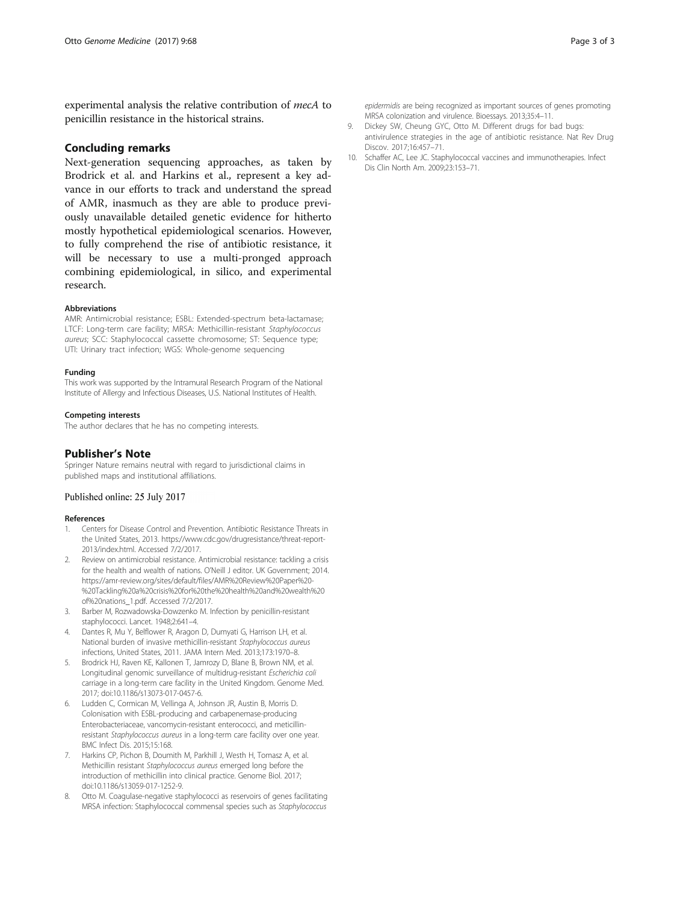experimental analysis the relative contribution of *mecA* to penicillin resistance in the historical strains.

## Concluding remarks

Next-generation sequencing approaches, as taken by Brodrick et al. and Harkins et al., represent a key advance in our efforts to track and understand the spread of AMR, inasmuch as they are able to produce previously unavailable detailed genetic evidence for hitherto mostly hypothetical epidemiological scenarios. However, to fully comprehend the rise of antibiotic resistance, it will be necessary to use a multi-pronged approach combining epidemiological, in silico, and experimental research.

#### Abbreviations

AMR: Antimicrobial resistance; ESBL: Extended-spectrum beta-lactamase; LTCF: Long-term care facility; MRSA: Methicillin-resistant *Staphylococcus aureus*; SCC: Staphylococcal cassette chromosome; ST: Sequence type; UTI: Urinary tract infection; WGS: Whole-genome sequencing

#### Funding

This work was supported by the Intramural Research Program of the National Institute of Allergy and Infectious Diseases, U.S. National Institutes of Health.

#### Competing interests

The author declares that he has no competing interests.

## Publisher's Note

Springer Nature remains neutral with regard to jurisdictional claims in published maps and institutional affiliations.

Published online: 25 July 2017

#### References

1. Centers for Disease Control and Prevention. Antibiotic Resistance Threats in the United States, 2013. https://www.cdc.gov/drugresistance/threat-report-2013/index.html. Accessed 7/2/2017.
2. Review on antimicrobial resistance. Antimicrobial resistance: tackling a crisis for the health and wealth of nations. O'Neill J editor. UK Government; 2014. https://amr-review.org/sites/default/files/AMR%20Review%20Paper%20-%20Tackling%20a%20crisis%20for%20the%20health%20and%20wealth%20of%20nations_1.pdf. Accessed 7/2/2017.
3. Barber M, Rozwadowska-Dowzenko M. Infection by penicillin-resistant staphylococci. Lancet. 1948;2:641–4.
4. Dantes R, Mu Y, Belflower R, Aragon D, Dumyati G, Harrison LH, et al. National burden of invasive methicillin-resistant *Staphylococcus aureus* infections, United States, 2011. JAMA Intern Med. 2013;173:1970–8.
5. Brodrick HJ, Raven KE, Kallonen T, Jamrozy D, Blane B, Brown NM, et al. Longitudinal genomic surveillance of multidrug-resistant *Escherichia coli* carriage in a long-term care facility in the United Kingdom. Genome Med. 2017; doi:10.1186/s13073-017-0457-6.
6. Ludden C, Cormican M, Vellinga A, Johnson JR, Austin B, Morris D. Colonisation with ESBL-producing and carbapenemase-producing Enterobacteriaceae, vancomycin-resistant enterococci, and meticillin-resistant *Staphylococcus aureus* in a long-term care facility over one year. BMC Infect Dis. 2015;15:168.
7. Harkins CP, Pichon B, Doumith M, Parkhill J, Westh H, Tomasz A, et al. Methicillin resistant *Staphylococcus aureus* emerged long before the introduction of methicillin into clinical practice. Genome Biol. 2017; doi:10.1186/s13059-017-1252-9.
8. Otto M. Coagulase-negative staphylococci as reservoirs of genes facilitating MRSA infection: Staphylococcal commensal species such as *Staphylococcus epidermidis* are being recognized as important sources of genes promoting MRSA colonization and virulence. Bioessays. 2013;35:4–11.
9. Dickey SW, Cheung GYC, Otto M. Different drugs for bad bugs: antivirulence strategies in the age of antibiotic resistance. Nat Rev Drug Discov. 2017;16:457–71.
10. Schaffer AC, Lee JC. Staphylococcal vaccines and immunotherapies. Infect Dis Clin North Am. 2009;23:153–71.